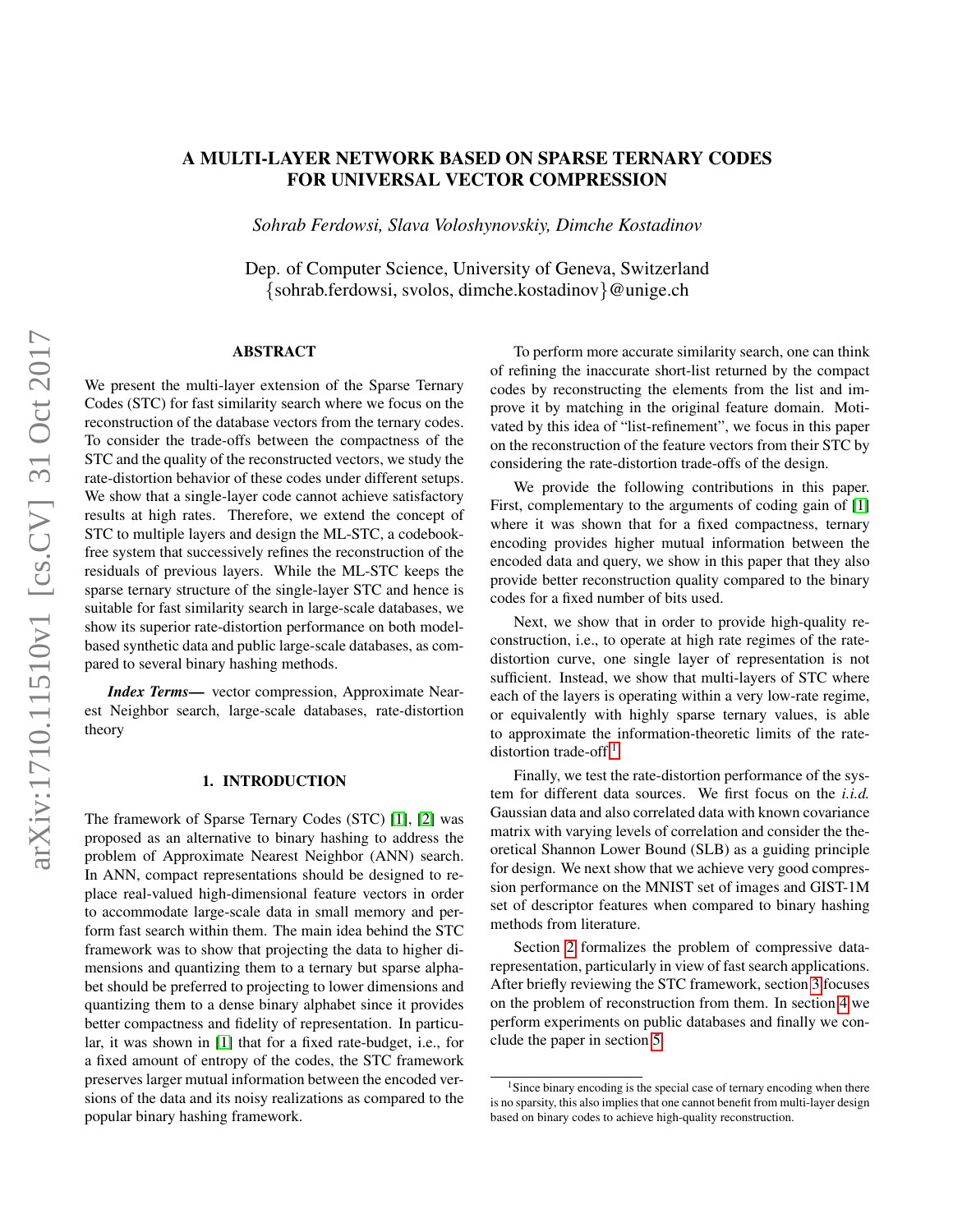# A MULTI-LAYER NETWORK BASED ON SPARSE TERNARY CODES FOR UNIVERSAL VECTOR COMPRESSION

*Sohrab Ferdowsi, Slava Voloshynovskiy, Dimche Kostadinov*

Dep. of Computer Science, University of Geneva, Switzerland
{sohrab.ferdowsi, svolos, dimche.kostadinov}@unige.ch

## ABSTRACT

We present the multi-layer extension of the Sparse Ternary Codes (STC) for fast similarity search where we focus on the reconstruction of the database vectors from the ternary codes. To consider the trade-offs between the compactness of the STC and the quality of the reconstructed vectors, we study the rate-distortion behavior of these codes under different setups. We show that a single-layer code cannot achieve satisfactory results at high rates. Therefore, we extend the concept of STC to multiple layers and design the ML-STC, a codebook-free system that successively refines the reconstruction of the residuals of previous layers. While the ML-STC keeps the sparse ternary structure of the single-layer STC and hence is suitable for fast similarity search in large-scale databases, we show its superior rate-distortion performance on both model-based synthetic data and public large-scale databases, as compared to several binary hashing methods.

***Index Terms*—** vector compression, Approximate Nearest Neighbor search, large-scale databases, rate-distortion theory

## 1. INTRODUCTION

The framework of Sparse Ternary Codes (STC) [1], [2] was proposed as an alternative to binary hashing to address the problem of Approximate Nearest Neighbor (ANN) search. In ANN, compact representations should be designed to replace real-valued high-dimensional feature vectors in order to accommodate large-scale data in small memory and perform fast search within them. The main idea behind the STC framework was to show that projecting the data to higher dimensions and quantizing them to a ternary but sparse alphabet should be preferred to projecting to lower dimensions and quantizing them to a dense binary alphabet since it provides better compactness and fidelity of representation. In particular, it was shown in [1] that for a fixed rate-budget, i.e., for a fixed amount of entropy of the codes, the STC framework preserves larger mutual information between the encoded versions of the data and its noisy realizations as compared to the popular binary hashing framework.

To perform more accurate similarity search, one can think of refining the inaccurate short-list returned by the compact codes by reconstructing the elements from the list and improve it by matching in the original feature domain. Motivated by this idea of "list-refinement", we focus in this paper on the reconstruction of the feature vectors from their STC by considering the rate-distortion trade-offs of the design.

We provide the following contributions in this paper. First, complementary to the arguments of coding gain of [1] where it was shown that for a fixed compactness, ternary encoding provides higher mutual information between the encoded data and query, we show in this paper that they also provide better reconstruction quality compared to the binary codes for a fixed number of bits used.

Next, we show that in order to provide high-quality reconstruction, i.e., to operate at high rate regimes of the rate-distortion curve, one single layer of representation is not sufficient. Instead, we show that multi-layers of STC where each of the layers is operating within a very low-rate regime, or equivalently with highly sparse ternary values, is able to approximate the information-theoretic limits of the rate-distortion trade-off [1].

Finally, we test the rate-distortion performance of the system for different data sources. We first focus on the *i.i.d.* Gaussian data and also correlated data with known covariance matrix with varying levels of correlation and consider the theoretical Shannon Lower Bound (SLB) as a guiding principle for design. We next show that we achieve very good compression performance on the MNIST set of images and GIST-1M set of descriptor features when compared to binary hashing methods from literature.

Section 2 formalizes the problem of compressive data-representation, particularly in view of fast search applications. After briefly reviewing the STC framework, section 3 focuses on the problem of reconstruction from them. In section 4 we perform experiments on public databases and finally we conclude the paper in section 5.

[1] Since binary encoding is the special case of ternary encoding when there is no sparsity, this also implies that one cannot benefit from multi-layer design based on binary codes to achieve high-quality reconstruction.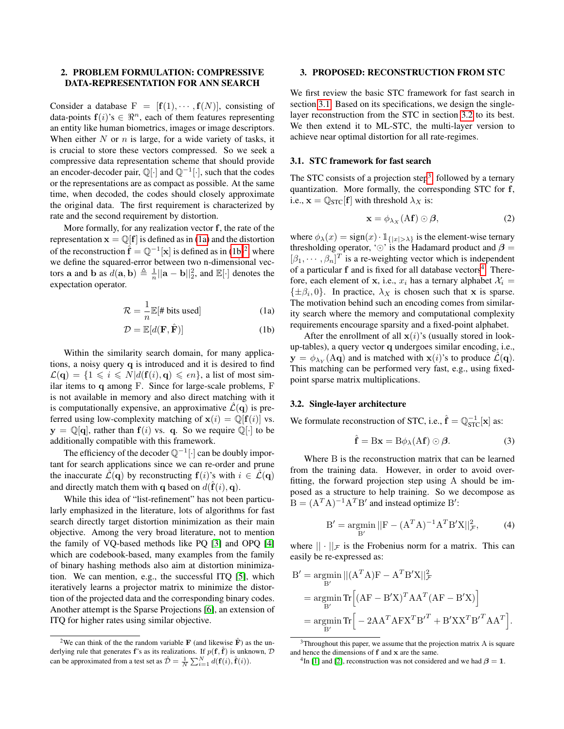## 2. PROBLEM FORMULATION: COMPRESSIVE DATA-REPRESENTATION FOR ANN SEARCH

Consider a database $\mathrm{F} = [\mathbf{f}(1), \cdots, \mathbf{f}(N)]$, consisting of data-points $\mathbf{f}(i)$'s $\in \Re^n$, each of them features representing an entity like human biometrics, images or image descriptors. When either $N$ or $n$ is large, for a wide variety of tasks, it is crucial to store these vectors compressed. So we seek a compressive data representation scheme that should provide an encoder-decoder pair, $\mathbb{Q}[\cdot]$ and $\mathbb{Q}^{-1}[\cdot]$, such that the codes or the representations are as compact as possible. At the same time, when decoded, the codes should closely approximate the original data. The first requirement is characterized by rate and the second requirement by distortion.

More formally, for any realization vector $\mathbf{f}$, the rate of the representation $\mathbf{x} = \mathbb{Q}[\mathbf{f}]$ is defined as in (1a) and the distortion of the reconstruction $\hat{\mathbf{f}} = \mathbb{Q}^{-1}[\mathbf{x}]$ is defined as in (1b)[2] where we define the squared-error between two n-dimensional vectors $\mathbf{a}$ and $\mathbf{b}$ as $d(\mathbf{a}, \mathbf{b}) \triangleq \frac{1}{n}||\mathbf{a} - \mathbf{b}||_2^2$, and $\mathbb{E}[\cdot]$ denotes the expectation operator.

$$\mathcal{R} = \frac{1}{n}\mathbb{E}[\text{\# bits used}] \tag{1a}$$

$$\mathcal{D} = \mathbb{E}[d(\mathbf{F}, \hat{\mathbf{F}})] \tag{1b}$$

Within the similarity search domain, for many applications, a noisy query $\mathbf{q}$ is introduced and it is desired to find $\mathcal{L}(\mathbf{q}) = \{1 \leqslant i \leqslant N | d(\mathbf{f}(i), \mathbf{q}) \leqslant \epsilon n\}$, a list of most similar items to $\mathbf{q}$ among F. Since for large-scale problems, F is not available in memory and also direct matching with it is computationally expensive, an approximative $\hat{\mathcal{L}}(\mathbf{q})$ is preferred using low-complexity matching of $\mathbf{x}(i) = \mathbb{Q}[\mathbf{f}(i)]$ vs. $\mathbf{y} = \mathbb{Q}[\mathbf{q}]$, rather than $\mathbf{f}(i)$ vs. $\mathbf{q}$. So we require $\mathbb{Q}[\cdot]$ to be additionally compatible with this framework.

The efficiency of the decoder $\mathbb{Q}^{-1}[\cdot]$ can be doubly important for search applications since we can re-order and prune the inaccurate $\hat{\mathcal{L}}(\mathbf{q})$ by reconstructing $\mathbf{f}(i)$'s with $i \in \hat{\mathcal{L}}(\mathbf{q})$ and directly match them with $\mathbf{q}$ based on $d(\hat{\mathbf{f}}(i), \mathbf{q})$.

While this idea of "list-refinement" has not been particularly emphasized in the literature, lots of algorithms for fast search directly target distortion minimization as their main objective. Among the very broad literature, not to mention the family of VQ-based methods like PQ [3] and OPQ [4] which are codebook-based, many examples from the family of binary hashing methods also aim at distortion minimization. We can mention, e.g., the successful ITQ [5], which iteratively learns a projector matrix to minimize the distortion of the projected data and the corresponding binary codes. Another attempt is the Sparse Projections [6], an extension of ITQ for higher rates using similar objective.

[2] We can think of the the random variable $\mathbf{F}$ (and likewise $\hat{\mathbf{F}}$) as the underlying rule that generates $\mathbf{f}$'s as its realizations. If $p(\mathbf{f}, \hat{\mathbf{f}})$ is unknown, $\mathcal{D}$ can be approximated from a test set as $\hat{\mathcal{D}} = \frac{1}{N}\sum_{i=1}^{N} d(\mathbf{f}(i), \hat{\mathbf{f}}(i))$.

## 3. PROPOSED: RECONSTRUCTION FROM STC

We first review the basic STC framework for fast search in section 3.1. Based on its specifications, we design the single-layer reconstruction from the STC in section 3.2 to its best. We then extend it to ML-STC, the multi-layer version to achieve near optimal distortion for all rate-regimes.

### 3.1. STC framework for fast search

The STC consists of a projection step[3] followed by a ternary quantization. More formally, the corresponding STC for $\mathbf{f}$, i.e., $\mathbf{x} = \mathbb{Q}_{\text{STC}}[\mathbf{f}]$ with threshold $\lambda_X$ is:

$$\mathbf{x} = \phi_{\lambda_X}(\mathrm{A}\mathbf{f}) \odot \boldsymbol{\beta}, \tag{2}$$

where $\phi_\lambda(x) = \text{sign}(x) \cdot \mathbb{1}_{\{|x| > \lambda\}}$ is the element-wise ternary thresholding operator, '$\odot$' is the Hadamard product and $\boldsymbol{\beta} = [\beta_1, \cdots, \beta_n]^T$ is a re-weighting vector which is independent of a particular $\mathbf{f}$ and is fixed for all database vectors[4]. Therefore, each element of $\mathbf{x}$, i.e., $x_i$ has a ternary alphabet $\mathcal{X}_i = \{\pm\beta_i, 0\}$. In practice, $\lambda_X$ is chosen such that $\mathbf{x}$ is sparse. The motivation behind such an encoding comes from similarity search where the memory and computational complexity requirements encourage sparsity and a fixed-point alphabet.

After the enrollment of all $\mathbf{x}(i)$'s (usually stored in look-up-tables), a query vector $\mathbf{q}$ undergoes similar encoding, i.e., $\mathbf{y} = \phi_{\lambda_Y}(\mathrm{A}\mathbf{q})$ and is matched with $\mathbf{x}(i)$'s to produce $\hat{\mathcal{L}}(\mathbf{q})$. This matching can be performed very fast, e.g., using fixed-point sparse matrix multiplications.

### 3.2. Single-layer architecture

We formulate reconstruction of STC, i.e., $\hat{\mathbf{f}} = \mathbb{Q}_{\text{STC}}^{-1}[\mathbf{x}]$ as:

$$\hat{\mathbf{f}} = \mathrm{B}\mathbf{x} = \mathrm{B}\phi_\lambda(\mathrm{A}\mathbf{f}) \odot \boldsymbol{\beta}. \tag{3}$$

Where B is the reconstruction matrix that can be learned from the training data. However, in order to avoid over-fitting, the forward projection step using A should be imposed as a structure to help training. So we decompose as $\mathrm{B} = (\mathrm{A}^T\mathrm{A})^{-1}\mathrm{A}^T\mathrm{B}'$ and instead optimize $\mathrm{B}'$:

$$\mathrm{B}' = \underset{\mathrm{B}'}{\operatorname{argmin}} ||\mathrm{F} - (\mathrm{A}^T\mathrm{A})^{-1}\mathrm{A}^T\mathrm{B}'\mathrm{X}||_{\mathcal{F}}^2, \tag{4}$$

where $||\cdot||_{\mathcal{F}}$ is the Frobenius norm for a matrix. This can easily be re-expressed as:

$$\begin{aligned}
\mathrm{B}' &= \underset{\mathrm{B}'}{\operatorname{argmin}} ||(\mathrm{A}^T\mathrm{A})\mathrm{F} - \mathrm{A}^T\mathrm{B}'\mathrm{X}||_{\mathcal{F}}^2 \\
&= \underset{\mathrm{B}'}{\operatorname{argmin}} \operatorname{Tr}\Big[(\mathrm{A}\mathrm{F} - \mathrm{B}'\mathrm{X})^T\mathrm{A}\mathrm{A}^T(\mathrm{A}\mathrm{F} - \mathrm{B}'\mathrm{X})\Big] \\
&= \underset{\mathrm{B}'}{\operatorname{argmin}} \operatorname{Tr}\Big[-2\mathrm{A}\mathrm{A}^T\mathrm{A}\mathrm{F}\mathrm{X}^T{\mathrm{B}'}^T + \mathrm{B}'\mathrm{X}\mathrm{X}^T{\mathrm{B}'}^T\mathrm{A}\mathrm{A}^T\Big].
\end{aligned}$$

[3] Throughout this paper, we assume that the projection matrix A is square and hence the dimensions of $\mathbf{f}$ and $\mathbf{x}$ are the same.

[4] In [1] and [2], reconstruction was not considered and we had $\boldsymbol{\beta} = \mathbf{1}$.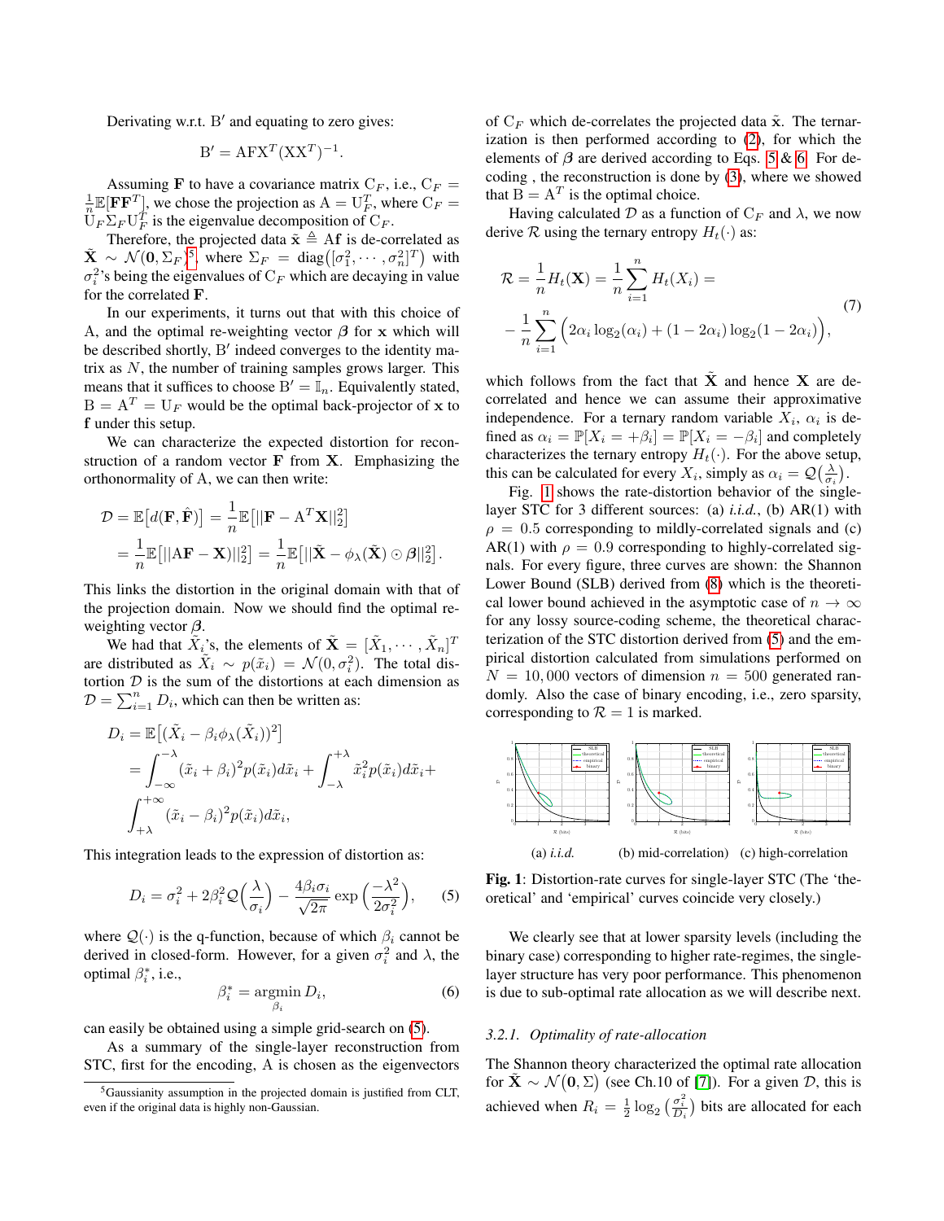Derivating w.r.t. $\mathrm{B}'$ and equating to zero gives:

$$\mathrm{B}' = \mathrm{A}\mathbf{F}\mathbf{X}^T(\mathbf{X}\mathbf{X}^T)^{-1}.$$

Assuming $\mathbf{F}$ to have a covariance matrix $\mathrm{C}_F$, i.e., $\mathrm{C}_F = \frac{1}{n}\mathbb{E}[\mathbf{F}\mathbf{F}^T]$, we chose the projection as $\mathrm{A} = \mathrm{U}_F^T$, where $\mathrm{C}_F = \mathrm{U}_F \Sigma_F \mathrm{U}_F^T$ is the eigenvalue decomposition of $\mathrm{C}_F$.

Therefore, the projected data $\tilde{\mathbf{x}} \triangleq \mathrm{A}\mathbf{f}$ is de-correlated as $\tilde{\mathbf{X}} \sim \mathcal{N}(\mathbf{0}, \Sigma_F)$[5], where $\Sigma_F = \mathrm{diag}\big([\sigma_1^2, \cdots, \sigma_n^2]^T\big)$ with $\sigma_i^2$'s being the eigenvalues of $\mathrm{C}_F$ which are decaying in value for the correlated $\mathbf{F}$.

In our experiments, it turns out that with this choice of A, and the optimal re-weighting vector $\boldsymbol{\beta}$ for $\mathbf{x}$ which will be described shortly, $\mathrm{B}'$ indeed converges to the identity matrix as $N$, the number of training samples grows larger. This means that it suffices to choose $\mathrm{B}' = \mathbb{I}_n$. Equivalently stated, $\mathrm{B} = \mathrm{A}^T = \mathrm{U}_F$ would be the optimal back-projector of $\mathbf{x}$ to $\mathbf{f}$ under this setup.

We can characterize the expected distortion for reconstruction of a random vector $\mathbf{F}$ from $\mathbf{X}$. Emphasizing the orthonormality of A, we can then write:

$$\mathcal{D} = \mathbb{E}\big[d(\mathbf{F}, \hat{\mathbf{F}})\big] = \frac{1}{n}\mathbb{E}\big[||\mathbf{F} - \mathrm{A}^T\mathbf{X}||_2^2\big]$$
$$= \frac{1}{n}\mathbb{E}\big[||\mathrm{A}\mathbf{F} - \mathbf{X})||_2^2\big] = \frac{1}{n}\mathbb{E}\big[||\tilde{\mathbf{X}} - \phi_\lambda(\tilde{\mathbf{X}}) \odot \boldsymbol{\beta}||_2^2\big].$$

This links the distortion in the original domain with that of the projection domain. Now we should find the optimal re-weighting vector $\boldsymbol{\beta}$.

We had that $\tilde{X}_i$'s, the elements of $\tilde{\mathbf{X}} = [\tilde{X}_1, \cdots, \tilde{X}_n]^T$ are distributed as $\tilde{X}_i \sim p(\tilde{x}_i) = \mathcal{N}(0, \sigma_i^2)$. The total distortion $\mathcal{D}$ is the sum of the distortions at each dimension as $\mathcal{D} = \sum_{i=1}^n D_i$, which can then be written as:

$$D_i = \mathbb{E}\big[(\tilde{X}_i - \beta_i\phi_\lambda(\tilde{X}_i))^2\big]$$
$$= \int_{-\infty}^{-\lambda} (\tilde{x}_i + \beta_i)^2 p(\tilde{x}_i) d\tilde{x}_i + \int_{-\lambda}^{+\lambda} \tilde{x}_i^2 p(\tilde{x}_i) d\tilde{x}_i +$$
$$\int_{+\lambda}^{+\infty} (\tilde{x}_i - \beta_i)^2 p(\tilde{x}_i) d\tilde{x}_i,$$

This integration leads to the expression of distortion as:

$$D_i = \sigma_i^2 + 2\beta_i^2 \mathcal{Q}\Big(\frac{\lambda}{\sigma_i}\Big) - \frac{4\beta_i\sigma_i}{\sqrt{2\pi}} \exp\Big(\frac{-\lambda^2}{2\sigma_i^2}\Big), \qquad (5)$$

where $\mathcal{Q}(\cdot)$ is the q-function, because of which $\beta_i$ cannot be derived in closed-form. However, for a given $\sigma_i^2$ and $\lambda$, the optimal $\beta_i^*$, i.e.,

$$\beta_i^* = \underset{\beta_i}{\mathrm{argmin}}\, D_i, \qquad (6)$$

can easily be obtained using a simple grid-search on (5).

As a summary of the single-layer reconstruction from STC, first for the encoding, A is chosen as the eigenvectors of $\mathrm{C}_F$ which de-correlates the projected data $\tilde{\mathbf{x}}$. The ternarization is then performed according to (2), for which the elements of $\boldsymbol{\beta}$ are derived according to Eqs. 5 & 6. For decoding , the reconstruction is done by (3), where we showed that $\mathrm{B} = \mathrm{A}^T$ is the optimal choice.

Having calculated $\mathcal{D}$ as a function of $\mathrm{C}_F$ and $\lambda$, we now derive $\mathcal{R}$ using the ternary entropy $H_t(\cdot)$ as:

$$\mathcal{R} = \frac{1}{n}H_t(\mathbf{X}) = \frac{1}{n}\sum_{i=1}^n H_t(X_i) =$$
$$-\frac{1}{n}\sum_{i=1}^n \Big(2\alpha_i \log_2(\alpha_i) + (1 - 2\alpha_i)\log_2(1 - 2\alpha_i)\Big), \qquad (7)$$

which follows from the fact that $\tilde{\mathbf{X}}$ and hence $\mathbf{X}$ are decorrelated and hence we can assume their approximative independence. For a ternary random variable $X_i$, $\alpha_i$ is defined as $\alpha_i = \mathbb{P}[X_i = +\beta_i] = \mathbb{P}[X_i = -\beta_i]$ and completely characterizes the ternary entropy $H_t(\cdot)$. For the above setup, this can be calculated for every $X_i$, simply as $\alpha_i = \mathcal{Q}\big(\frac{\lambda}{\sigma_i}\big)$.

Fig. 1 shows the rate-distortion behavior of the single-layer STC for 3 different sources: (a) *i.i.d.*, (b) AR(1) with $\rho = 0.5$ corresponding to mildly-correlated signals and (c) AR(1) with $\rho = 0.9$ corresponding to highly-correlated signals. For every figure, three curves are shown: the Shannon Lower Bound (SLB) derived from (8) which is the theoretical lower bound achieved in the asymptotic case of $n \to \infty$ for any lossy source-coding scheme, the theoretical characterization of the STC distortion derived from (5) and the empirical distortion calculated from simulations performed on $N = 10,000$ vectors of dimension $n = 500$ generated randomly. Also the case of binary encoding, i.e., zero sparsity, corresponding to $\mathcal{R} = 1$ is marked.

(a) *i.i.d.* (b) mid-correlation) (c) high-correlation

**Fig. 1**: Distortion-rate curves for single-layer STC (The 'theoretical' and 'empirical' curves coincide very closely.)

We clearly see that at lower sparsity levels (including the binary case) corresponding to higher rate-regimes, the single-layer structure has very poor performance. This phenomenon is due to sub-optimal rate allocation as we will describe next.

### 3.2.1. *Optimality of rate-allocation*

The Shannon theory characterized the optimal rate allocation for $\tilde{\mathbf{X}} \sim \mathcal{N}\big(\mathbf{0}, \Sigma\big)$ (see Ch.10 of [7]). For a given $\mathcal{D}$, this is achieved when $R_i = \frac{1}{2}\log_2\big(\frac{\sigma_i^2}{D_i}\big)$ bits are allocated for each

[5] Gaussianity assumption in the projected domain is justified from CLT, even if the original data is highly non-Gaussian.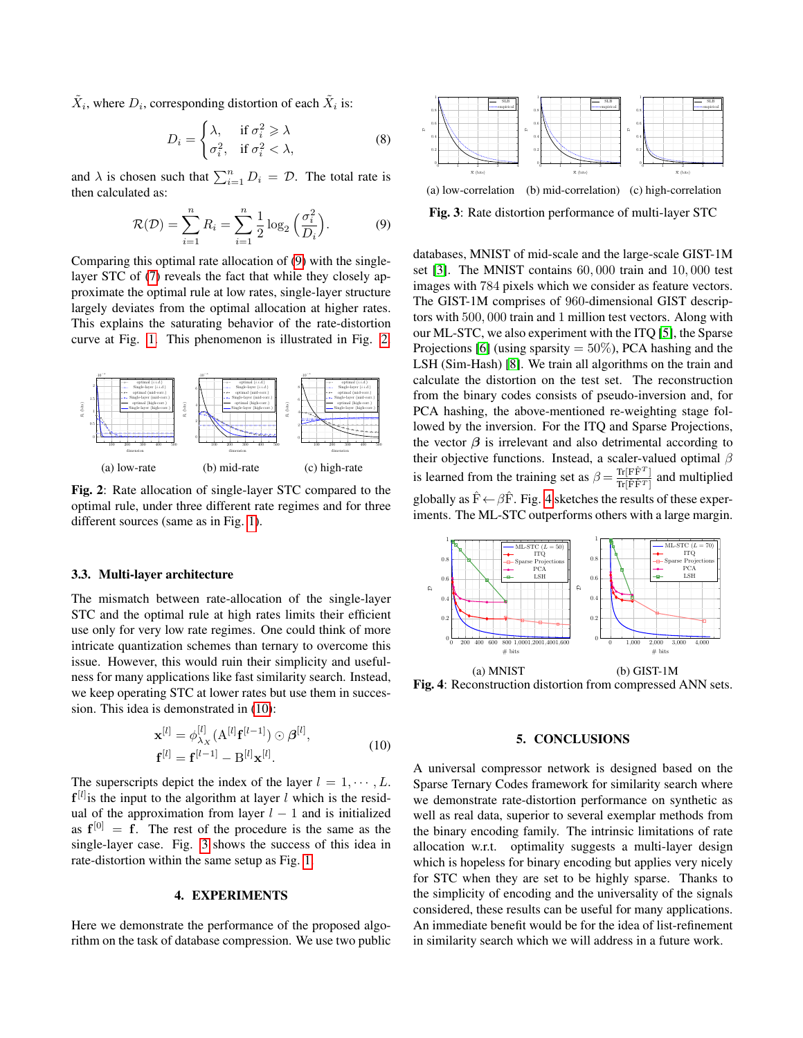$\tilde{X}_i$, where $D_i$, corresponding distortion of each $\tilde{X}_i$ is:

$$D_i = \begin{cases} \lambda, & \text{if } \sigma_i^2 \geqslant \lambda \\ \sigma_i^2, & \text{if } \sigma_i^2 < \lambda, \end{cases} \tag{8}$$

and $\lambda$ is chosen such that $\sum_{i=1}^{n} D_i = \mathcal{D}$. The total rate is then calculated as:

$$\mathcal{R}(\mathcal{D}) = \sum_{i=1}^{n} R_i = \sum_{i=1}^{n} \frac{1}{2} \log_2 \Big(\frac{\sigma_i^2}{D_i}\Big). \tag{9}$$

Comparing this optimal rate allocation of (9) with the single-layer STC of (7) reveals the fact that while they closely approximate the optimal rule at low rates, single-layer structure largely deviates from the optimal allocation at higher rates. This explains the saturating behavior of the rate-distortion curve at Fig. 1. This phenomenon is illustrated in Fig. 2.

(a) low-rate (b) mid-rate (c) high-rate

**Fig. 2**: Rate allocation of single-layer STC compared to the optimal rule, under three different rate regimes and for three different sources (same as in Fig. 1).

### 3.3. Multi-layer architecture

The mismatch between rate-allocation of the single-layer STC and the optimal rule at high rates limits their efficient use only for very low rate regimes. One could think of more intricate quantization schemes than ternary to overcome this issue. However, this would ruin their simplicity and usefulness for many applications like fast similarity search. Instead, we keep operating STC at lower rates but use them in succession. This idea is demonstrated in (10):

$$\begin{aligned} \mathbf{x}^{[l]} &= \phi_{\lambda_X}^{[l]}(\mathrm{A}^{[l]}\mathbf{f}^{[l-1]}) \odot \boldsymbol{\beta}^{[l]}, \\ \mathbf{f}^{[l]} &= \mathbf{f}^{[l-1]} - \mathrm{B}^{[l]}\mathbf{x}^{[l]}. \end{aligned} \tag{10}$$

The superscripts depict the index of the layer $l = 1, \cdots, L$. $\mathbf{f}^{[l]}$is the input to the algorithm at layer $l$ which is the residual of the approximation from layer $l-1$ and is initialized as $\mathbf{f}^{[0]} = \mathbf{f}$. The rest of the procedure is the same as the single-layer case. Fig. 3 shows the success of this idea in rate-distortion within the same setup as Fig. 1.

## 4. EXPERIMENTS

Here we demonstrate the performance of the proposed algorithm on the task of database compression. We use two public

(a) low-correlation (b) mid-correlation) (c) high-correlation

**Fig. 3**: Rate distortion performance of multi-layer STC

databases, MNIST of mid-scale and the large-scale GIST-1M set [3]. The MNIST contains $60,000$ train and $10,000$ test images with $784$ pixels which we consider as feature vectors. The GIST-1M comprises of $960$-dimensional GIST descriptors with $500,000$ train and $1$ million test vectors. Along with our ML-STC, we also experiment with the ITQ [5], the Sparse Projections [6] (using sparsity $= 50\%$), PCA hashing and the LSH (Sim-Hash) [8]. We train all algorithms on the train and calculate the distortion on the test set. The reconstruction from the binary codes consists of pseudo-inversion and, for PCA hashing, the above-mentioned re-weighting stage followed by the inversion. For the ITQ and Sparse Projections, the vector $\boldsymbol{\beta}$ is irrelevant and also detrimental according to their objective functions. Instead, a scaler-valued optimal $\beta$ is learned from the training set as $\beta = \frac{\mathrm{Tr}[\mathrm{F}\hat{\mathrm{F}}^T]}{\mathrm{Tr}[\hat{\mathrm{F}}\hat{\mathrm{F}}^T]}$ and multiplied globally as $\hat{\mathrm{F}} \leftarrow \beta\hat{\mathrm{F}}$. Fig. 4 sketches the results of these experiments. The ML-STC outperforms others with a large margin.

(a) MNIST (b) GIST-1M

**Fig. 4**: Reconstruction distortion from compressed ANN sets.

## 5. CONCLUSIONS

A universal compressor network is designed based on the Sparse Ternary Codes framework for similarity search where we demonstrate rate-distortion performance on synthetic as well as real data, superior to several exemplar methods from the binary encoding family. The intrinsic limitations of rate allocation w.r.t. optimality suggests a multi-layer design which is hopeless for binary encoding but applies very nicely for STC when they are set to be highly sparse. Thanks to the simplicity of encoding and the universality of the signals considered, these results can be useful for many applications. An immediate benefit would be for the idea of list-refinement in similarity search which we will address in a future work.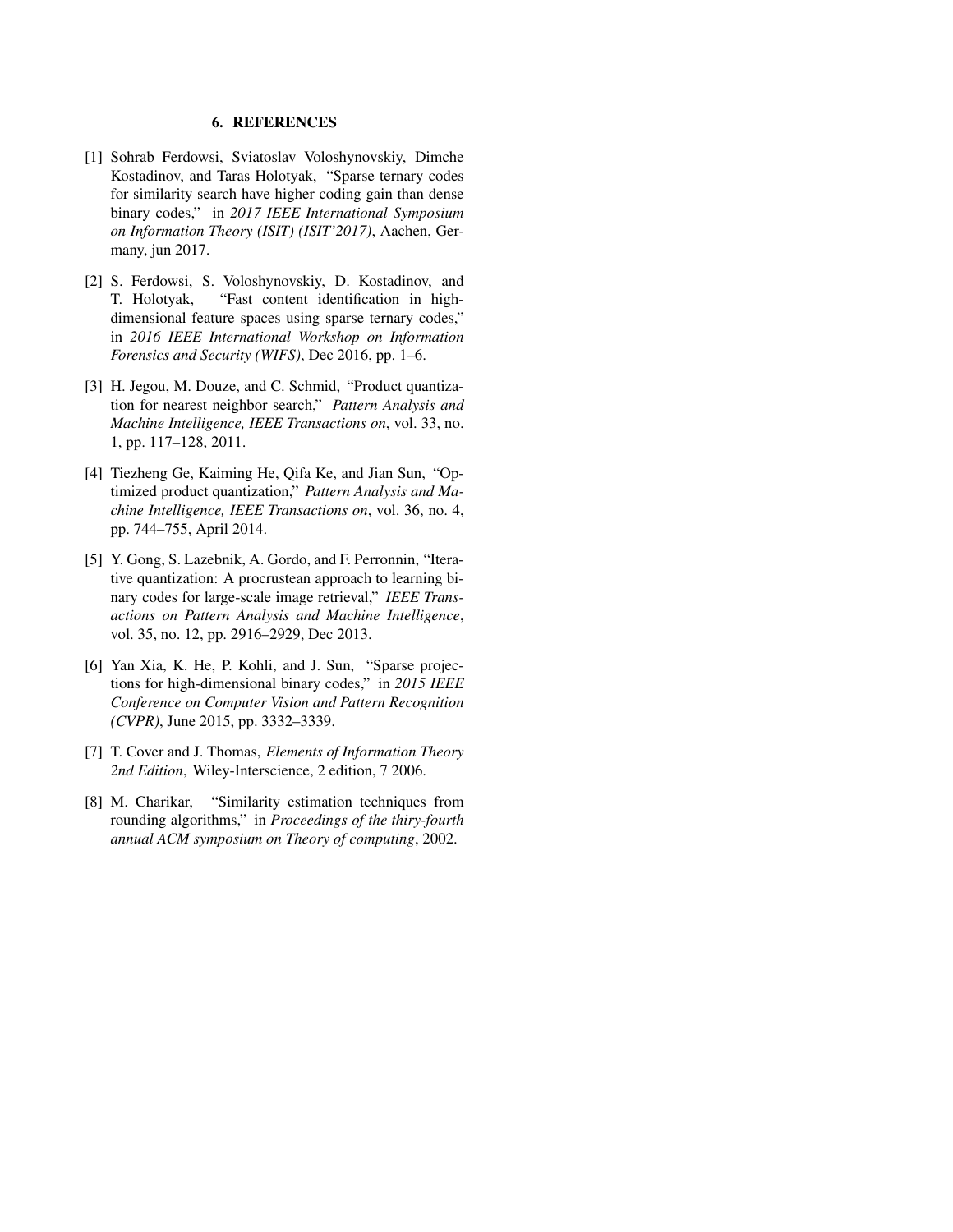## 6. REFERENCES

[1] Sohrab Ferdowsi, Sviatoslav Voloshynovskiy, Dimche Kostadinov, and Taras Holotyak, "Sparse ternary codes for similarity search have higher coding gain than dense binary codes," in *2017 IEEE International Symposium on Information Theory (ISIT) (ISIT'2017)*, Aachen, Germany, jun 2017.

[2] S. Ferdowsi, S. Voloshynovskiy, D. Kostadinov, and T. Holotyak, "Fast content identification in high-dimensional feature spaces using sparse ternary codes," in *2016 IEEE International Workshop on Information Forensics and Security (WIFS)*, Dec 2016, pp. 1–6.

[3] H. Jegou, M. Douze, and C. Schmid, "Product quantization for nearest neighbor search," *Pattern Analysis and Machine Intelligence, IEEE Transactions on*, vol. 33, no. 1, pp. 117–128, 2011.

[4] Tiezheng Ge, Kaiming He, Qifa Ke, and Jian Sun, "Optimized product quantization," *Pattern Analysis and Machine Intelligence, IEEE Transactions on*, vol. 36, no. 4, pp. 744–755, April 2014.

[5] Y. Gong, S. Lazebnik, A. Gordo, and F. Perronnin, "Iterative quantization: A procrustean approach to learning binary codes for large-scale image retrieval," *IEEE Transactions on Pattern Analysis and Machine Intelligence*, vol. 35, no. 12, pp. 2916–2929, Dec 2013.

[6] Yan Xia, K. He, P. Kohli, and J. Sun, "Sparse projections for high-dimensional binary codes," in *2015 IEEE Conference on Computer Vision and Pattern Recognition (CVPR)*, June 2015, pp. 3332–3339.

[7] T. Cover and J. Thomas, *Elements of Information Theory 2nd Edition*, Wiley-Interscience, 2 edition, 7 2006.

[8] M. Charikar, "Similarity estimation techniques from rounding algorithms," in *Proceedings of the thiry-fourth annual ACM symposium on Theory of computing*, 2002.